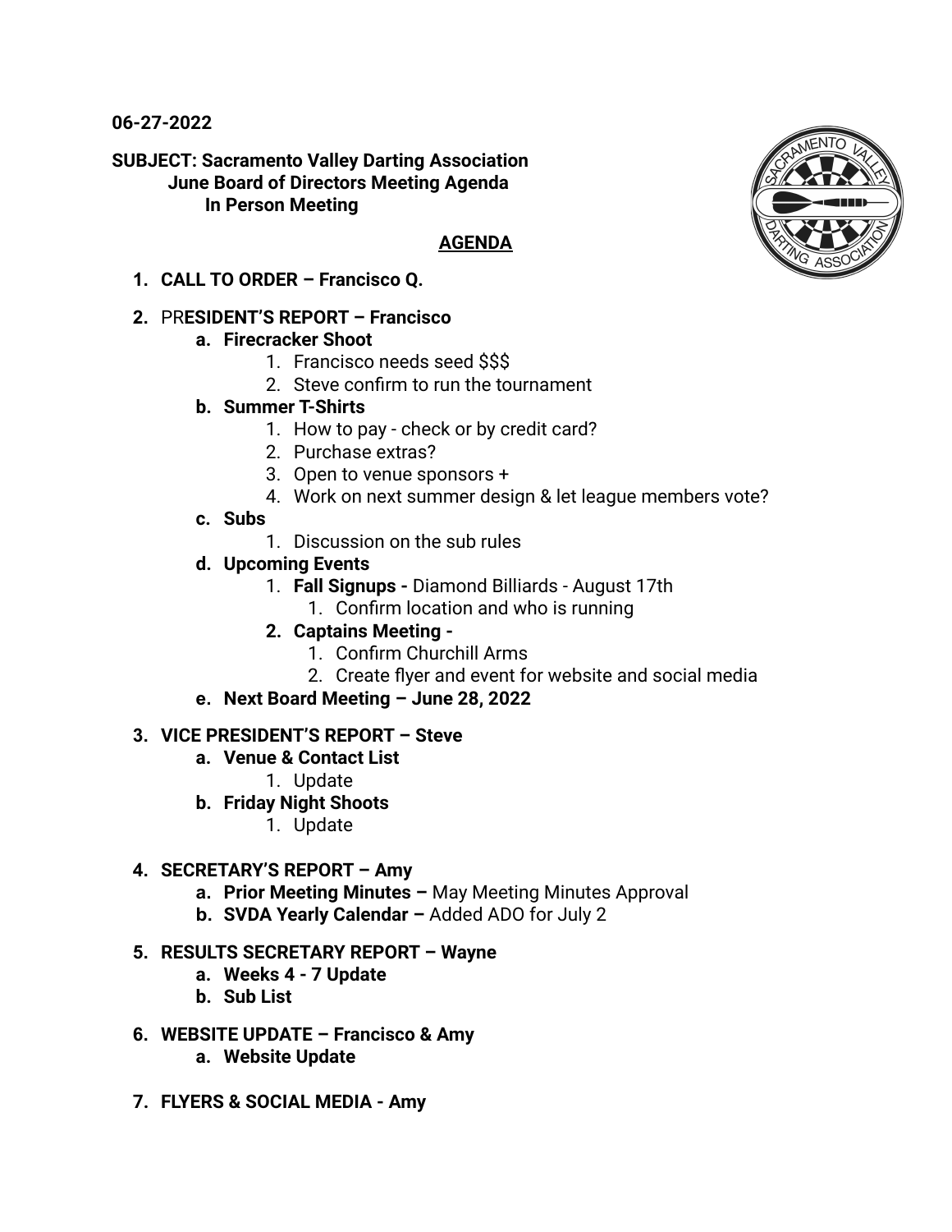**06-27-2022**

**SUBJECT: Sacramento Valley Darting Association**
**June Board of Directors Meeting Agenda**
**In Person Meeting**

**AGENDA**

1. **CALL TO ORDER – Francisco Q.**

2. PR**ESIDENT'S REPORT – Francisco**
   a. **Firecracker Shoot**
      1. Francisco needs seed $$$
      2. Steve confirm to run the tournament
   b. **Summer T-Shirts**
      1. How to pay - check or by credit card?
      2. Purchase extras?
      3. Open to venue sponsors +
      4. Work on next summer design & let league members vote?
   c. **Subs**
      1. Discussion on the sub rules
   d. **Upcoming Events**
      1. **Fall Signups -** Diamond Billiards - August 17th
         1. Confirm location and who is running
      2. **Captains Meeting -**
         1. Confirm Churchill Arms
         2. Create flyer and event for website and social media
   e. **Next Board Meeting – June 28, 2022**

3. **VICE PRESIDENT'S REPORT – Steve**
   a. **Venue & Contact List**
      1. Update
   b. **Friday Night Shoots**
      1. Update

4. **SECRETARY'S REPORT – Amy**
   a. **Prior Meeting Minutes –** May Meeting Minutes Approval
   b. **SVDA Yearly Calendar –** Added ADO for July 2

5. **RESULTS SECRETARY REPORT – Wayne**
   a. **Weeks 4 - 7 Update**
   b. **Sub List**

6. **WEBSITE UPDATE – Francisco & Amy**
   a. **Website Update**

7. **FLYERS & SOCIAL MEDIA - Amy**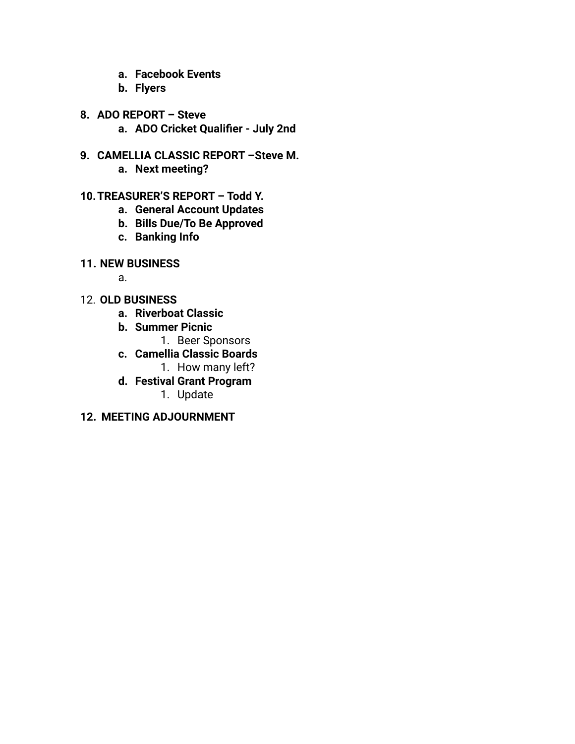- a. **Facebook Events**
   - b. **Flyers**

8. **ADO REPORT – Steve**
   - a. **ADO Cricket Qualifier - July 2nd**

9. **CAMELLIA CLASSIC REPORT –Steve M.**
   - a. **Next meeting?**

10. **TREASURER'S REPORT – Todd Y.**
    - a. **General Account Updates**
    - b. **Bills Due/To Be Approved**
    - c. **Banking Info**

11. **NEW BUSINESS**
    - a.

12. **OLD BUSINESS**
    - a. **Riverboat Classic**
    - b. **Summer Picnic**
      1. Beer Sponsors
    - c. **Camellia Classic Boards**
      1. How many left?
    - d. **Festival Grant Program**
      1. Update

12. **MEETING ADJOURNMENT**